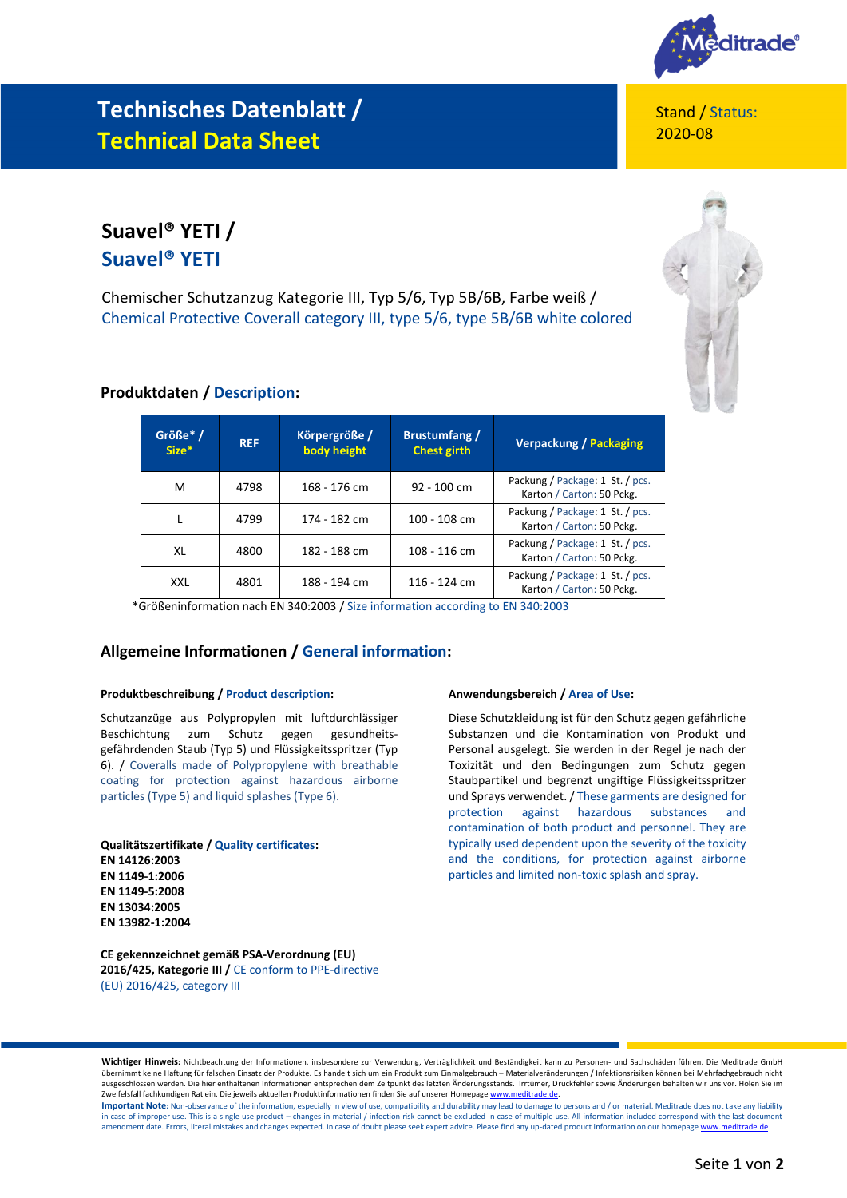# Technisches Datenblatt / Technical Data Sheet

Stand / Status: 2020-08

## Suavel® YETI / Suavel® YETI

Chemischer Schutzanzug Kategorie III, Typ 5/6, Typ 5B/6B, Farbe weiß / Chemical Protective Coverall category III, type 5/6, type 5B/6B white colored

### Produktdaten / Description:

| Größe* / Size* | REF | Körpergröße / body height | Brustumfang / Chest girth | Verpackung / Packaging |
|---|---|---|---|---|
| M | 4798 | 168 - 176 cm | 92 - 100 cm | Packung / Package: 1 St. / pcs. Karton / Carton: 50 Pckg. |
| L | 4799 | 174 - 182 cm | 100 - 108 cm | Packung / Package: 1 St. / pcs. Karton / Carton: 50 Pckg. |
| XL | 4800 | 182 - 188 cm | 108 - 116 cm | Packung / Package: 1 St. / pcs. Karton / Carton: 50 Pckg. |
| XXL | 4801 | 188 - 194 cm | 116 - 124 cm | Packung / Package: 1 St. / pcs. Karton / Carton: 50 Pckg. |

*Größeninformation nach EN 340:2003 / Size information according to EN 340:2003

### Allgemeine Informationen / General information:

**Produktbeschreibung / Product description:**

Schutzanzüge aus Polypropylen mit luftdurchlässiger Beschichtung zum Schutz gegen gesundheitsgefährdenden Staub (Typ 5) und Flüssigkeitsspritzer (Typ 6). / Coveralls made of Polypropylene with breathable coating for protection against hazardous airborne particles (Type 5) and liquid splashes (Type 6).

**Qualitätszertifikate / Quality certificates:**
**EN 14126:2003**
**EN 1149-1:2006**
**EN 1149-5:2008**
**EN 13034:2005**
**EN 13982-1:2004**

**CE gekennzeichnet gemäß PSA-Verordnung (EU) 2016/425, Kategorie III /** CE conform to PPE-directive (EU) 2016/425, category III

**Anwendungsbereich / Area of Use:**

Diese Schutzkleidung ist für den Schutz gegen gefährliche Substanzen und die Kontamination von Produkt und Personal ausgelegt. Sie werden in der Regel je nach der Toxizität und den Bedingungen zum Schutz gegen Staubpartikel und begrenzt ungiftige Flüssigkeitsspritzer und Sprays verwendet. / These garments are designed for protection against hazardous substances and contamination of both product and personnel. They are typically used dependent upon the severity of the toxicity and the conditions, for protection against airborne particles and limited non-toxic splash and spray.

**Wichtiger Hinweis:** Nichtbeachtung der Informationen, insbesondere zur Verwendung, Verträglichkeit und Beständigkeit kann zu Personen- und Sachschäden führen. Die Meditrade GmbH übernimmt keine Haftung für falschen Einsatz der Produkte. Es handelt sich um ein Produkt zum Einmalgebrauch – Materialveränderungen / Infektionsrisiken können bei Mehrfachgebrauch nicht ausgeschlossen werden. Die hier enthaltenen Informationen entsprechen dem Zeitpunkt des letzten Änderungsstands. Irrtümer, Druckfehler sowie Änderungen behalten wir uns vor. Holen Sie im Zweifelsfall fachkundigen Rat ein. Die jeweils aktuellen Produktinformationen finden Sie auf unserer Homepage www.meditrade.de.

**Important Note:** Non-observance of the information, especially in view of use, compatibility and durability may lead to damage to persons and / or material. Meditrade does not take any liability in case of improper use. This is a single use product – changes in material / infection risk cannot be excluded in case of multiple use. All information included correspond with the last document amendment date. Errors, literal mistakes and changes expected. In case of doubt please seek expert advice. Please find any up-dated product information on our homepage www.meditrade.de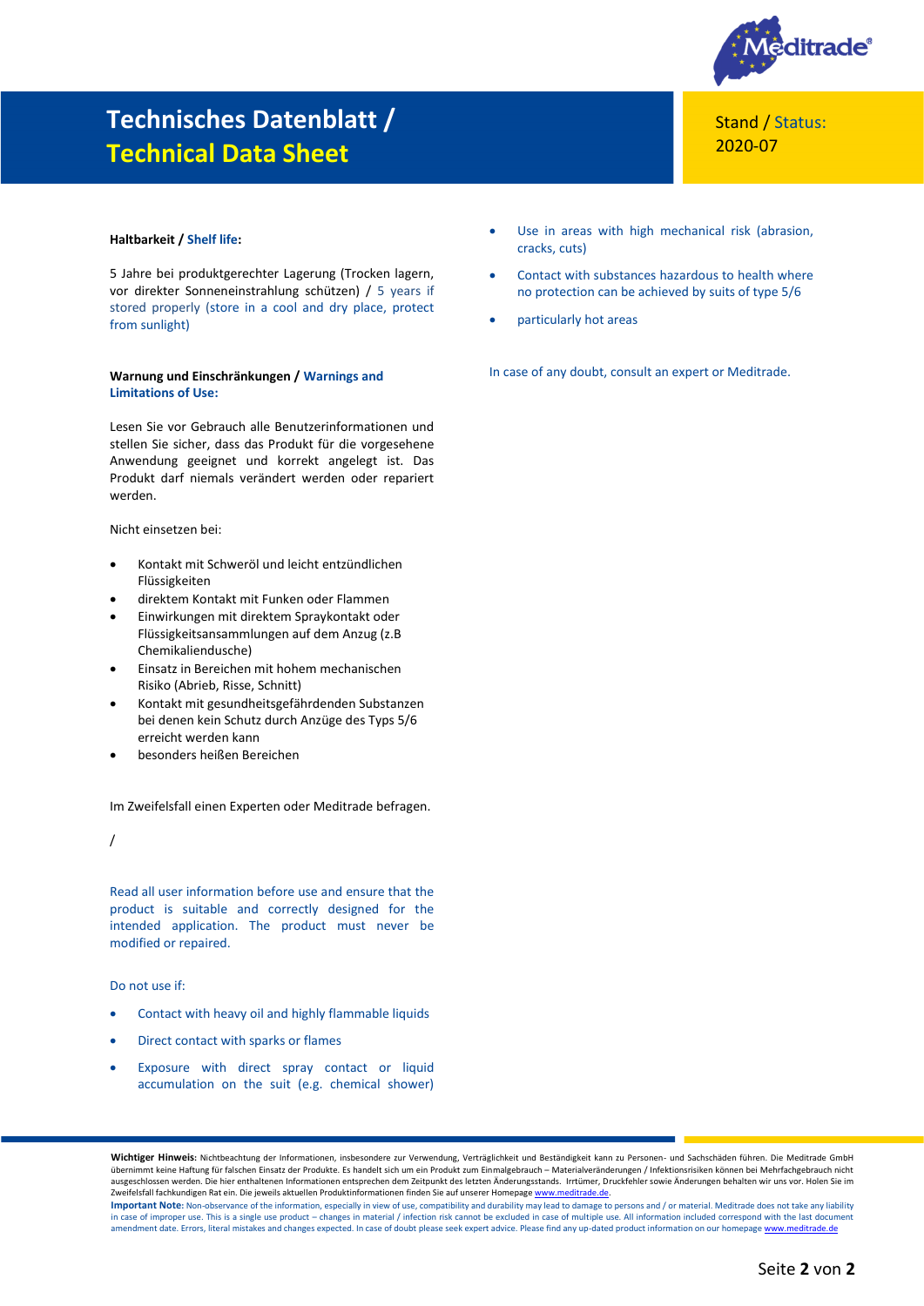# Technisches Datenblatt / Technical Data Sheet

Stand / Status: 2020-07

**Haltbarkeit / Shelf life:**

5 Jahre bei produktgerechter Lagerung (Trocken lagern, vor direkter Sonneneinstrahlung schützen) / 5 years if stored properly (store in a cool and dry place, protect from sunlight)

**Warnung und Einschränkungen / Warnings and Limitations of Use:**

Lesen Sie vor Gebrauch alle Benutzerinformationen und stellen Sie sicher, dass das Produkt für die vorgesehene Anwendung geeignet und korrekt angelegt ist. Das Produkt darf niemals verändert werden oder repariert werden.

Nicht einsetzen bei:

- Kontakt mit Schweröl und leicht entzündlichen Flüssigkeiten
- direktem Kontakt mit Funken oder Flammen
- Einwirkungen mit direktem Spraykontakt oder Flüssigkeitsansammlungen auf dem Anzug (z.B Chemikaliendusche)
- Einsatz in Bereichen mit hohem mechanischen Risiko (Abrieb, Risse, Schnitt)
- Kontakt mit gesundheitsgefährdenden Substanzen bei denen kein Schutz durch Anzüge des Typs 5/6 erreicht werden kann
- besonders heißen Bereichen

Im Zweifelsfall einen Experten oder Meditrade befragen.

/

Read all user information before use and ensure that the product is suitable and correctly designed for the intended application. The product must never be modified or repaired.

Do not use if:

- Contact with heavy oil and highly flammable liquids
- Direct contact with sparks or flames
- Exposure with direct spray contact or liquid accumulation on the suit (e.g. chemical shower)
- Use in areas with high mechanical risk (abrasion, cracks, cuts)
- Contact with substances hazardous to health where no protection can be achieved by suits of type 5/6
- particularly hot areas

In case of any doubt, consult an expert or Meditrade.

**Wichtiger Hinweis:** Nichtbeachtung der Informationen, insbesondere zur Verwendung, Verträglichkeit und Beständigkeit kann zu Personen- und Sachschäden führen. Die Meditrade GmbH übernimmt keine Haftung für falschen Einsatz der Produkte. Es handelt sich um ein Produkt zum Einmalgebrauch – Materialveränderungen / Infektionsrisiken können bei Mehrfachgebrauch nicht ausgeschlossen werden. Die hier enthaltenen Informationen entsprechen dem Zeitpunkt des letzten Änderungsstands. Irrtümer, Druckfehler sowie Änderungen behalten wir uns vor. Holen Sie im Zweifelsfall fachkundigen Rat ein. Die jeweils aktuellen Produktinformationen finden Sie auf unserer Homepage www.meditrade.de.

**Important Note:** Non-observance of the information, especially in view of use, compatibility and durability may lead to damage to persons and / or material. Meditrade does not take any liability in case of improper use. This is a single use product – changes in material / infection risk cannot be excluded in case of multiple use. All information included correspond with the last document amendment date. Errors, literal mistakes and changes expected. In case of doubt please seek expert advice. Please find any up-dated product information on our homepage www.meditrade.de